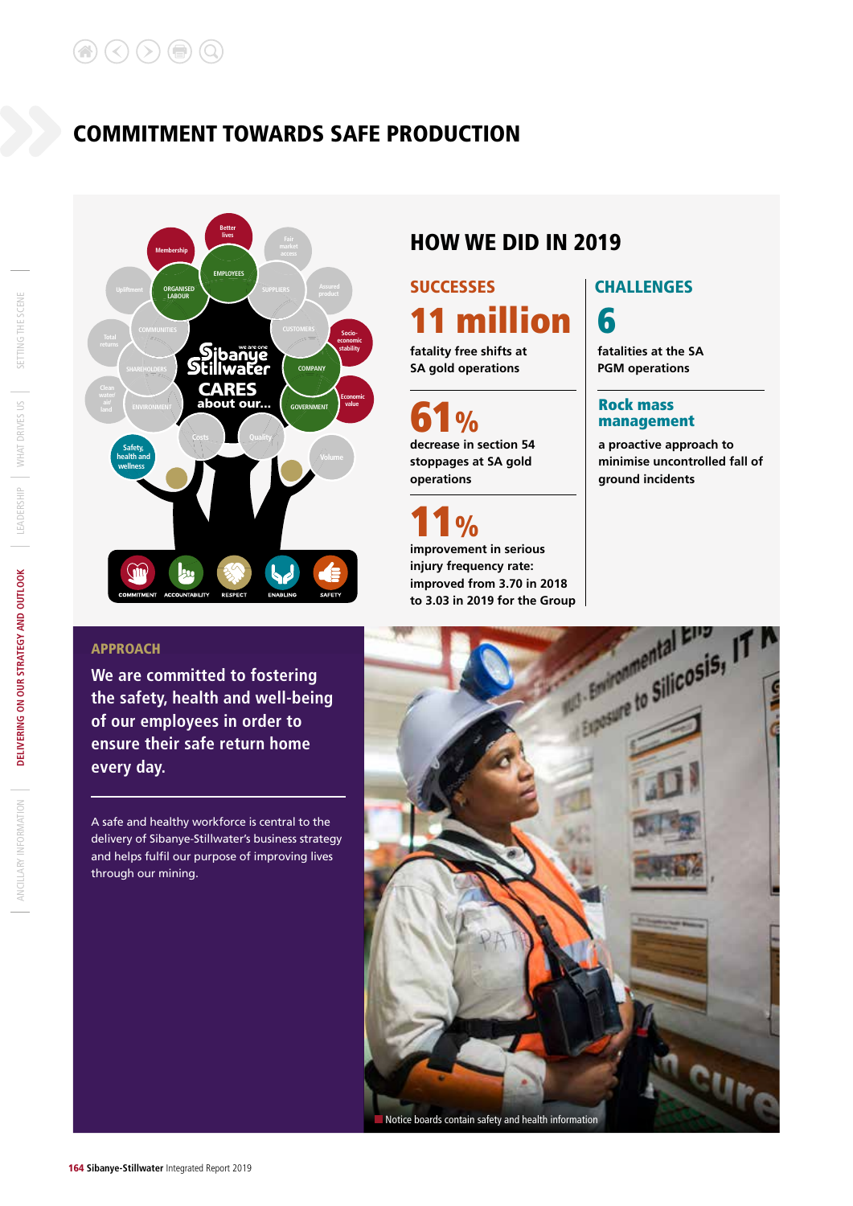# COMMITMENT TOWARDS SAFE PRODUCTION

## HOW WE DID IN 2019

### SUCCESSES

**11 million**

fatality free shifts at SA gold operations

**61%**

decrease in section 54 stoppages at SA gold operations

**11%**

improvement in serious injury frequency rate: improved from 3.70 in 2018 to 3.03 in 2019 for the Group

### CHALLENGES

**6**

fatalities at the SA PGM operations

**Rock mass management**

a proactive approach to minimise uncontrolled fall of ground incidents

### APPROACH

**We are committed to fostering the safety, health and well-being of our employees in order to ensure their safe return home every day.**

A safe and healthy workforce is central to the delivery of Sibanye-Stillwater's business strategy and helps fulfil our purpose of improving lives through our mining.

Notice boards contain safety and health information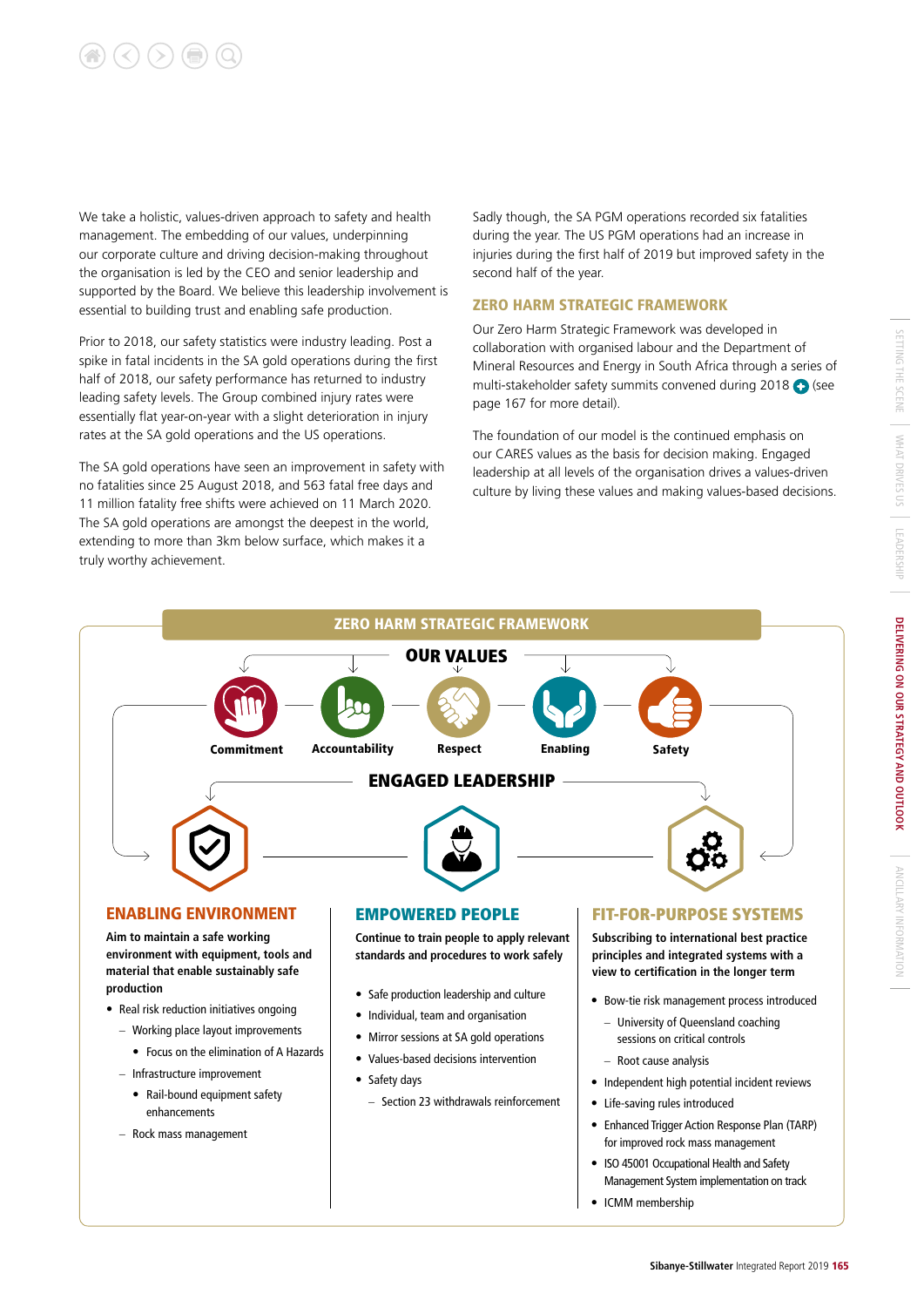We take a holistic, values-driven approach to safety and health management. The embedding of our values, underpinning our corporate culture and driving decision-making throughout the organisation is led by the CEO and senior leadership and supported by the Board. We believe this leadership involvement is essential to building trust and enabling safe production.

Prior to 2018, our safety statistics were industry leading. Post a spike in fatal incidents in the SA gold operations during the first half of 2018, our safety performance has returned to industry leading safety levels. The Group combined injury rates were essentially flat year-on-year with a slight deterioration in injury rates at the SA gold operations and the US operations.

The SA gold operations have seen an improvement in safety with no fatalities since 25 August 2018, and 563 fatal free days and 11 million fatality free shifts were achieved on 11 March 2020. The SA gold operations are amongst the deepest in the world, extending to more than 3km below surface, which makes it a truly worthy achievement.

Sadly though, the SA PGM operations recorded six fatalities during the year. The US PGM operations had an increase in injuries during the first half of 2019 but improved safety in the second half of the year.

## ZERO HARM STRATEGIC FRAMEWORK

Our Zero Harm Strategic Framework was developed in collaboration with organised labour and the Department of Mineral Resources and Energy in South Africa through a series of multi-stakeholder safety summits convened during 2018 (see page 167 for more detail).

The foundation of our model is the continued emphasis on our CARES values as the basis for decision making. Engaged leadership at all levels of the organisation drives a values-driven culture by living these values and making values-based decisions.

### ZERO HARM STRATEGIC FRAMEWORK

**OUR VALUES**

Commitment · Accountability · Respect · Enabling · Safety

**ENGAGED LEADERSHIP**

#### ENABLING ENVIRONMENT

**Aim to maintain a safe working environment with equipment, tools and material that enable sustainably safe production**

- Real risk reduction initiatives ongoing
  - Working place layout improvements
    - Focus on the elimination of A Hazards
  - Infrastructure improvement
    - Rail-bound equipment safety enhancements
  - Rock mass management

#### EMPOWERED PEOPLE

**Continue to train people to apply relevant standards and procedures to work safely**

- Safe production leadership and culture
- Individual, team and organisation
- Mirror sessions at SA gold operations
- Values-based decisions intervention
- Safety days
  - Section 23 withdrawals reinforcement

#### FIT-FOR-PURPOSE SYSTEMS

**Subscribing to international best practice principles and integrated systems with a view to certification in the longer term**

- Bow-tie risk management process introduced
  - University of Queensland coaching sessions on critical controls
  - Root cause analysis
- Independent high potential incident reviews
- Life-saving rules introduced
- Enhanced Trigger Action Response Plan (TARP) for improved rock mass management
- ISO 45001 Occupational Health and Safety Management System implementation on track
- ICMM membership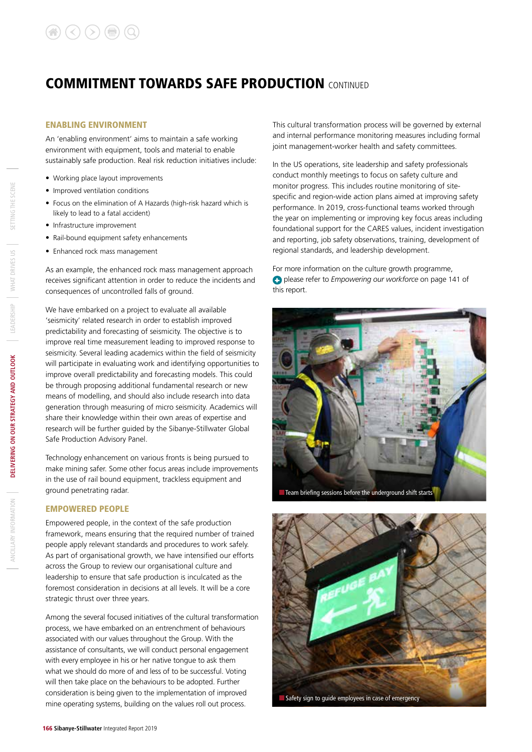# COMMITMENT TOWARDS SAFE PRODUCTION CONTINUED

## ENABLING ENVIRONMENT

An 'enabling environment' aims to maintain a safe working environment with equipment, tools and material to enable sustainably safe production. Real risk reduction initiatives include:

- Working place layout improvements
- Improved ventilation conditions
- Focus on the elimination of A Hazards (high-risk hazard which is likely to lead to a fatal accident)
- Infrastructure improvement
- Rail-bound equipment safety enhancements
- Enhanced rock mass management

As an example, the enhanced rock mass management approach receives significant attention in order to reduce the incidents and consequences of uncontrolled falls of ground.

We have embarked on a project to evaluate all available 'seismicity' related research in order to establish improved predictability and forecasting of seismicity. The objective is to improve real time measurement leading to improved response to seismicity. Several leading academics within the field of seismicity will participate in evaluating work and identifying opportunities to improve overall predictability and forecasting models. This could be through proposing additional fundamental research or new means of modelling, and should also include research into data generation through measuring of micro seismicity. Academics will share their knowledge within their own areas of expertise and research will be further guided by the Sibanye-Stillwater Global Safe Production Advisory Panel.

Technology enhancement on various fronts is being pursued to make mining safer. Some other focus areas include improvements in the use of rail bound equipment, trackless equipment and ground penetrating radar.

## EMPOWERED PEOPLE

Empowered people, in the context of the safe production framework, means ensuring that the required number of trained people apply relevant standards and procedures to work safely. As part of organisational growth, we have intensified our efforts across the Group to review our organisational culture and leadership to ensure that safe production is inculcated as the foremost consideration in decisions at all levels. It will be a core strategic thrust over three years.

Among the several focused initiatives of the cultural transformation process, we have embarked on an entrenchment of behaviours associated with our values throughout the Group. With the assistance of consultants, we will conduct personal engagement with every employee in his or her native tongue to ask them what we should do more of and less of to be successful. Voting will then take place on the behaviours to be adopted. Further consideration is being given to the implementation of improved mine operating systems, building on the values roll out process.

This cultural transformation process will be governed by external and internal performance monitoring measures including formal joint management-worker health and safety committees.

In the US operations, site leadership and safety professionals conduct monthly meetings to focus on safety culture and monitor progress. This includes routine monitoring of site-specific and region-wide action plans aimed at improving safety performance. In 2019, cross-functional teams worked through the year on implementing or improving key focus areas including foundational support for the CARES values, incident investigation and reporting, job safety observations, training, development of regional standards, and leadership development.

For more information on the culture growth programme, please refer to *Empowering our workforce* on page 141 of this report.

Team briefing sessions before the underground shift starts

Safety sign to guide employees in case of emergency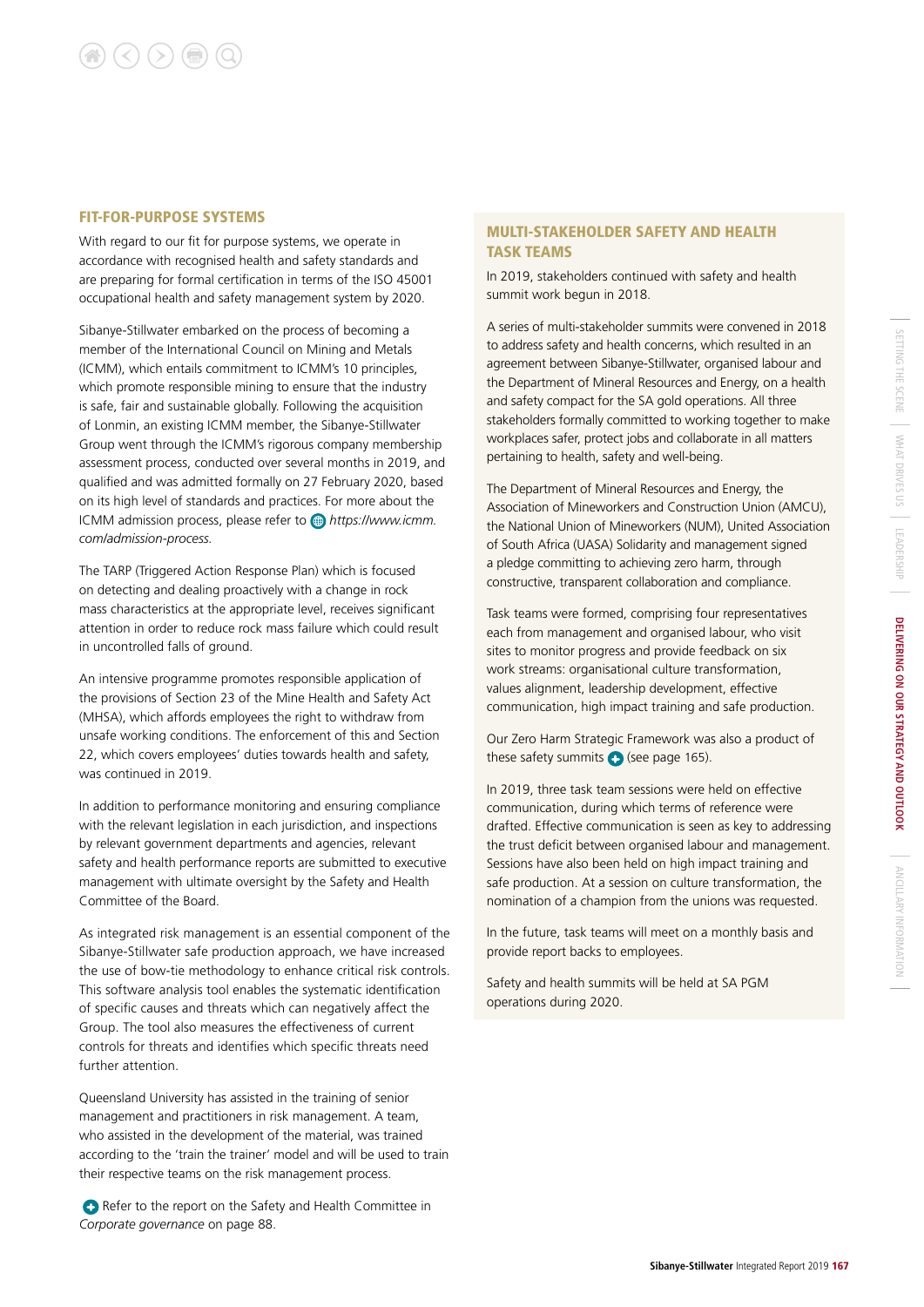## FIT-FOR-PURPOSE SYSTEMS

With regard to our fit for purpose systems, we operate in accordance with recognised health and safety standards and are preparing for formal certification in terms of the ISO 45001 occupational health and safety management system by 2020.

Sibanye-Stillwater embarked on the process of becoming a member of the International Council on Mining and Metals (ICMM), which entails commitment to ICMM's 10 principles, which promote responsible mining to ensure that the industry is safe, fair and sustainable globally. Following the acquisition of Lonmin, an existing ICMM member, the Sibanye-Stillwater Group went through the ICMM's rigorous company membership assessment process, conducted over several months in 2019, and qualified and was admitted formally on 27 February 2020, based on its high level of standards and practices. For more about the ICMM admission process, please refer to *https://www.icmm.com/admission-process.*

The TARP (Triggered Action Response Plan) which is focused on detecting and dealing proactively with a change in rock mass characteristics at the appropriate level, receives significant attention in order to reduce rock mass failure which could result in uncontrolled falls of ground.

An intensive programme promotes responsible application of the provisions of Section 23 of the Mine Health and Safety Act (MHSA), which affords employees the right to withdraw from unsafe working conditions. The enforcement of this and Section 22, which covers employees' duties towards health and safety, was continued in 2019.

In addition to performance monitoring and ensuring compliance with the relevant legislation in each jurisdiction, and inspections by relevant government departments and agencies, relevant safety and health performance reports are submitted to executive management with ultimate oversight by the Safety and Health Committee of the Board.

As integrated risk management is an essential component of the Sibanye-Stillwater safe production approach, we have increased the use of bow-tie methodology to enhance critical risk controls. This software analysis tool enables the systematic identification of specific causes and threats which can negatively affect the Group. The tool also measures the effectiveness of current controls for threats and identifies which specific threats need further attention.

Queensland University has assisted in the training of senior management and practitioners in risk management. A team, who assisted in the development of the material, was trained according to the 'train the trainer' model and will be used to train their respective teams on the risk management process.

Refer to the report on the Safety and Health Committee in *Corporate governance* on page 88.

## MULTI-STAKEHOLDER SAFETY AND HEALTH TASK TEAMS

In 2019, stakeholders continued with safety and health summit work begun in 2018.

A series of multi-stakeholder summits were convened in 2018 to address safety and health concerns, which resulted in an agreement between Sibanye-Stillwater, organised labour and the Department of Mineral Resources and Energy, on a health and safety compact for the SA gold operations. All three stakeholders formally committed to working together to make workplaces safer, protect jobs and collaborate in all matters pertaining to health, safety and well-being.

The Department of Mineral Resources and Energy, the Association of Mineworkers and Construction Union (AMCU), the National Union of Mineworkers (NUM), United Association of South Africa (UASA) Solidarity and management signed a pledge committing to achieving zero harm, through constructive, transparent collaboration and compliance.

Task teams were formed, comprising four representatives each from management and organised labour, who visit sites to monitor progress and provide feedback on six work streams: organisational culture transformation, values alignment, leadership development, effective communication, high impact training and safe production.

Our Zero Harm Strategic Framework was also a product of these safety summits (see page 165).

In 2019, three task team sessions were held on effective communication, during which terms of reference were drafted. Effective communication is seen as key to addressing the trust deficit between organised labour and management. Sessions have also been held on high impact training and safe production. At a session on culture transformation, the nomination of a champion from the unions was requested.

In the future, task teams will meet on a monthly basis and provide report backs to employees.

Safety and health summits will be held at SA PGM operations during 2020.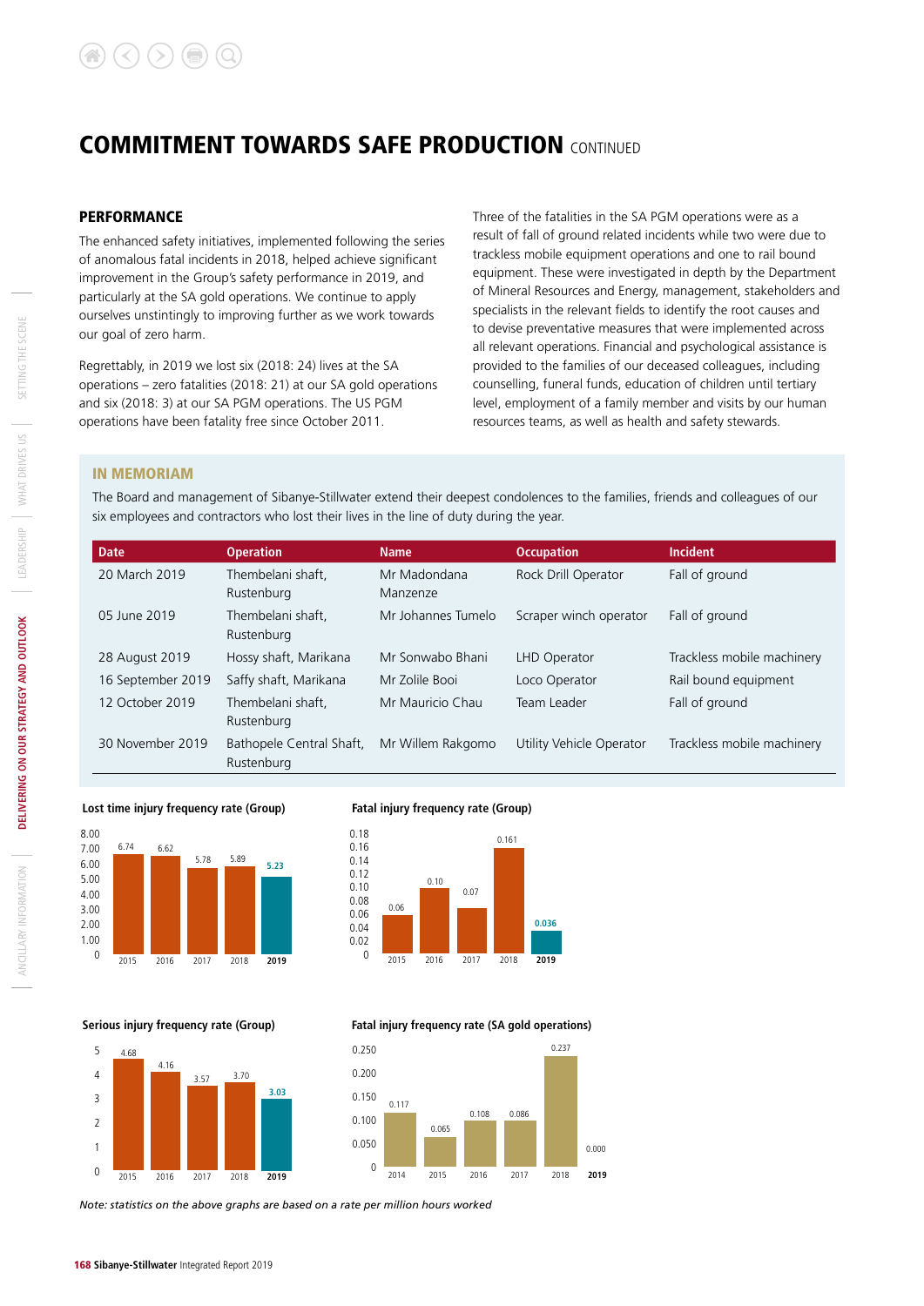# COMMITMENT TOWARDS SAFE PRODUCTION CONTINUED

## PERFORMANCE

The enhanced safety initiatives, implemented following the series of anomalous fatal incidents in 2018, helped achieve significant improvement in the Group's safety performance in 2019, and particularly at the SA gold operations. We continue to apply ourselves unstintingly to improving further as we work towards our goal of zero harm.

Regrettably, in 2019 we lost six (2018: 24) lives at the SA operations – zero fatalities (2018: 21) at our SA gold operations and six (2018: 3) at our SA PGM operations. The US PGM operations have been fatality free since October 2011.

Three of the fatalities in the SA PGM operations were as a result of fall of ground related incidents while two were due to trackless mobile equipment operations and one to rail bound equipment. These were investigated in depth by the Department of Mineral Resources and Energy, management, stakeholders and specialists in the relevant fields to identify the root causes and to devise preventative measures that were implemented across all relevant operations. Financial and psychological assistance is provided to the families of our deceased colleagues, including counselling, funeral funds, education of children until tertiary level, employment of a family member and visits by our human resources teams, as well as health and safety stewards.

### IN MEMORIAM

The Board and management of Sibanye-Stillwater extend their deepest condolences to the families, friends and colleagues of our six employees and contractors who lost their lives in the line of duty during the year.

| Date | Operation | Name | Occupation | Incident |
|---|---|---|---|---|
| 20 March 2019 | Thembelani shaft, Rustenburg | Mr Madondana Manzenze | Rock Drill Operator | Fall of ground |
| 05 June 2019 | Thembelani shaft, Rustenburg | Mr Johannes Tumelo | Scraper winch operator | Fall of ground |
| 28 August 2019 | Hossy shaft, Marikana | Mr Sonwabo Bhani | LHD Operator | Trackless mobile machinery |
| 16 September 2019 | Saffy shaft, Marikana | Mr Zolile Booi | Loco Operator | Rail bound equipment |
| 12 October 2019 | Thembelani shaft, Rustenburg | Mr Mauricio Chau | Team Leader | Fall of ground |
| 30 November 2019 | Bathopele Central Shaft, Rustenburg | Mr Willem Rakgomo | Utility Vehicle Operator | Trackless mobile machinery |

**Lost time injury frequency rate (Group)**

| 2015 | 2016 | 2017 | 2018 | 2019 |
|---|---|---|---|---|
| 6.74 | 6.62 | 5.78 | 5.89 | 5.23 |

**Fatal injury frequency rate (Group)**

| 2015 | 2016 | 2017 | 2018 | 2019 |
|---|---|---|---|---|
| 0.06 | 0.10 | 0.07 | 0.161 | 0.036 |

**Serious injury frequency rate (Group)**

| 2015 | 2016 | 2017 | 2018 | 2019 |
|---|---|---|---|---|
| 4.68 | 4.16 | 3.57 | 3.70 | 3.03 |

**Fatal injury frequency rate (SA gold operations)**

| 2014 | 2015 | 2016 | 2017 | 2018 | 2019 |
|---|---|---|---|---|---|
| 0.117 | 0.065 | 0.108 | 0.086 | 0.237 | 0.000 |

*Note: statistics on the above graphs are based on a rate per million hours worked*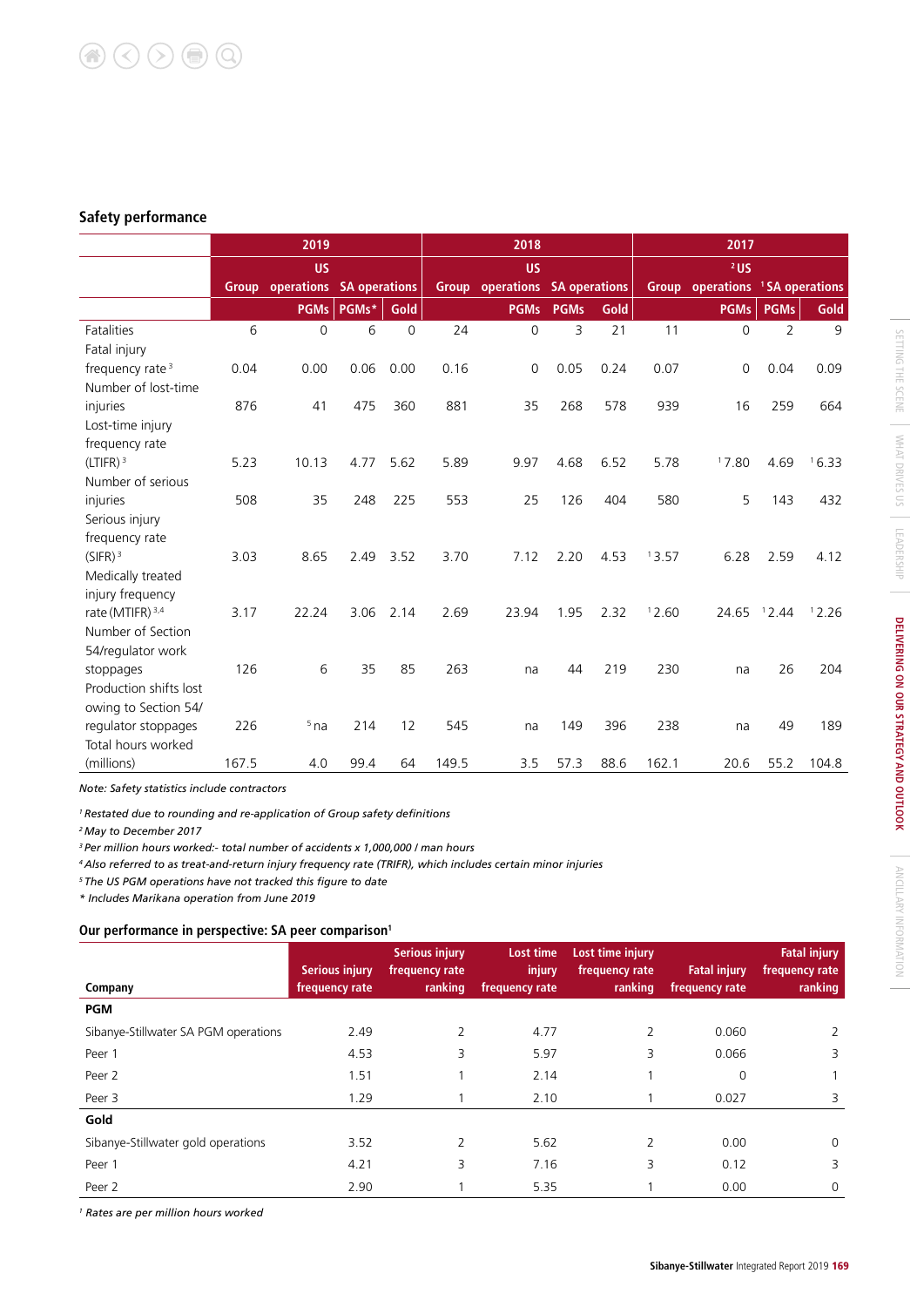## Safety performance

| | 2019 | | | | 2018 | | | | 2017 | | | |
|---|---|---|---|---|---|---|---|---|---|---|---|---|
| | Group | US operations | SA operations | | Group | US operations | SA operations | | Group | [2] US operations | [1] SA operations | |
| | | PGMs | PGMs* | Gold | | PGMs | PGMs | Gold | | PGMs | PGMs | Gold |
| Fatalities | 6 | 0 | 6 | 0 | 24 | 0 | 3 | 21 | 11 | 0 | 2 | 9 |
| Fatal injury frequency rate [3] | 0.04 | 0.00 | 0.06 | 0.00 | 0.16 | 0 | 0.05 | 0.24 | 0.07 | 0 | 0.04 | 0.09 |
| Number of lost-time injuries | 876 | 41 | 475 | 360 | 881 | 35 | 268 | 578 | 939 | 16 | 259 | 664 |
| Lost-time injury frequency rate (LTIFR) [3] | 5.23 | 10.13 | 4.77 | 5.62 | 5.89 | 9.97 | 4.68 | 6.52 | 5.78 | [1] 7.80 | 4.69 | [1] 6.33 |
| Number of serious injuries | 508 | 35 | 248 | 225 | 553 | 25 | 126 | 404 | 580 | 5 | 143 | 432 |
| Serious injury frequency rate (SIFR) [3] | 3.03 | 8.65 | 2.49 | 3.52 | 3.70 | 7.12 | 2.20 | 4.53 | [1] 3.57 | 6.28 | 2.59 | 4.12 |
| Medically treated injury frequency rate (MTIFR) [3,4] | 3.17 | 22.24 | 3.06 | 2.14 | 2.69 | 23.94 | 1.95 | 2.32 | [1] 2.60 | 24.65 | [1] 2.44 | [1] 2.26 |
| Number of Section 54/regulator work stoppages | 126 | 6 | 35 | 85 | 263 | na | 44 | 219 | 230 | na | 26 | 204 |
| Production shifts lost owing to Section 54/ regulator stoppages | 226 | [5] na | 214 | 12 | 545 | na | 149 | 396 | 238 | na | 49 | 189 |
| Total hours worked (millions) | 167.5 | 4.0 | 99.4 | 64 | 149.5 | 3.5 | 57.3 | 88.6 | 162.1 | 20.6 | 55.2 | 104.8 |

*Note: Safety statistics include contractors*

[1] *Restated due to rounding and re-application of Group safety definitions*
[2] *May to December 2017*
[3] *Per million hours worked:- total number of accidents x 1,000,000 / man hours*
[4] *Also referred to as treat-and-return injury frequency rate (TRIFR), which includes certain minor injuries*
[5] *The US PGM operations have not tracked this figure to date*
\* *Includes Marikana operation from June 2019*

## Our performance in perspective: SA peer comparison[1]

| Company | Serious injury frequency rate | Serious injury frequency rate ranking | Lost time injury frequency rate | Lost time injury frequency rate ranking | Fatal injury frequency rate | Fatal injury frequency rate ranking |
|---|---|---|---|---|---|---|
| **PGM** | | | | | | |
| Sibanye-Stillwater SA PGM operations | 2.49 | 2 | 4.77 | 2 | 0.060 | 2 |
| Peer 1 | 4.53 | 3 | 5.97 | 3 | 0.066 | 3 |
| Peer 2 | 1.51 | 1 | 2.14 | 1 | 0 | 1 |
| Peer 3 | 1.29 | 1 | 2.10 | 1 | 0.027 | 3 |
| **Gold** | | | | | | |
| Sibanye-Stillwater gold operations | 3.52 | 2 | 5.62 | 2 | 0.00 | 0 |
| Peer 1 | 4.21 | 3 | 7.16 | 3 | 0.12 | 3 |
| Peer 2 | 2.90 | 1 | 5.35 | 1 | 0.00 | 0 |

[1] *Rates are per million hours worked*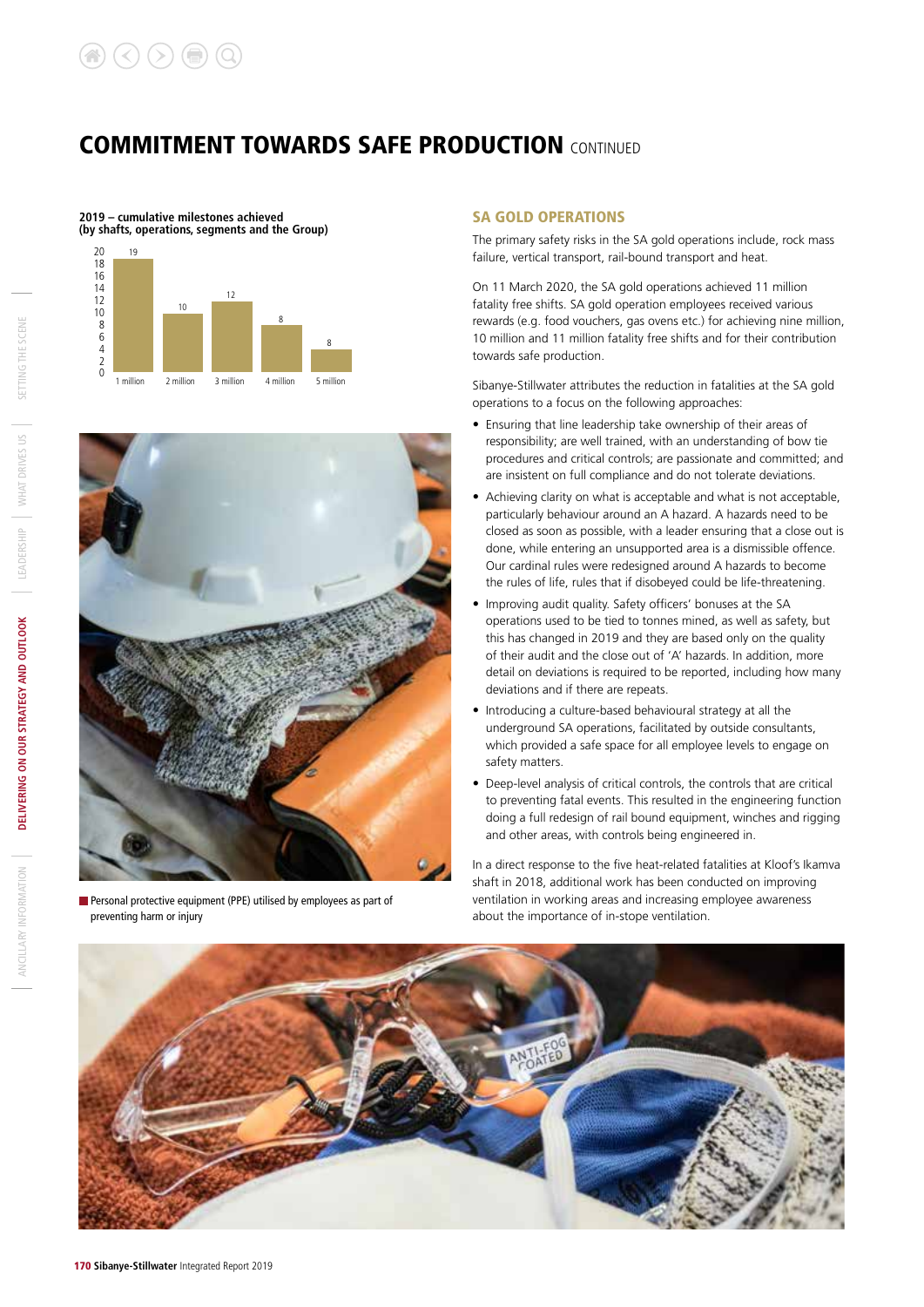# COMMITMENT TOWARDS SAFE PRODUCTION CONTINUED

**2019 – cumulative milestones achieved (by shafts, operations, segments and the Group)**

| Milestone | Number |
|---|---|
| 1 million | 19 |
| 2 million | 10 |
| 3 million | 12 |
| 4 million | 8 |
| 5 million | 8 |

Personal protective equipment (PPE) utilised by employees as part of preventing harm or injury

## SA GOLD OPERATIONS

The primary safety risks in the SA gold operations include, rock mass failure, vertical transport, rail-bound transport and heat.

On 11 March 2020, the SA gold operations achieved 11 million fatality free shifts. SA gold operation employees received various rewards (e.g. food vouchers, gas ovens etc.) for achieving nine million, 10 million and 11 million fatality free shifts and for their contribution towards safe production.

Sibanye-Stillwater attributes the reduction in fatalities at the SA gold operations to a focus on the following approaches:

- Ensuring that line leadership take ownership of their areas of responsibility; are well trained, with an understanding of bow tie procedures and critical controls; are passionate and committed; and are insistent on full compliance and do not tolerate deviations.
- Achieving clarity on what is acceptable and what is not acceptable, particularly behaviour around an A hazard. A hazards need to be closed as soon as possible, with a leader ensuring that a close out is done, while entering an unsupported area is a dismissible offence. Our cardinal rules were redesigned around A hazards to become the rules of life, rules that if disobeyed could be life-threatening.
- Improving audit quality. Safety officers' bonuses at the SA operations used to be tied to tonnes mined, as well as safety, but this has changed in 2019 and they are based only on the quality of their audit and the close out of 'A' hazards. In addition, more detail on deviations is required to be reported, including how many deviations and if there are repeats.
- Introducing a culture-based behavioural strategy at all the underground SA operations, facilitated by outside consultants, which provided a safe space for all employee levels to engage on safety matters.
- Deep-level analysis of critical controls, the controls that are critical to preventing fatal events. This resulted in the engineering function doing a full redesign of rail bound equipment, winches and rigging and other areas, with controls being engineered in.

In a direct response to the five heat-related fatalities at Kloof's Ikamva shaft in 2018, additional work has been conducted on improving ventilation in working areas and increasing employee awareness about the importance of in-stope ventilation.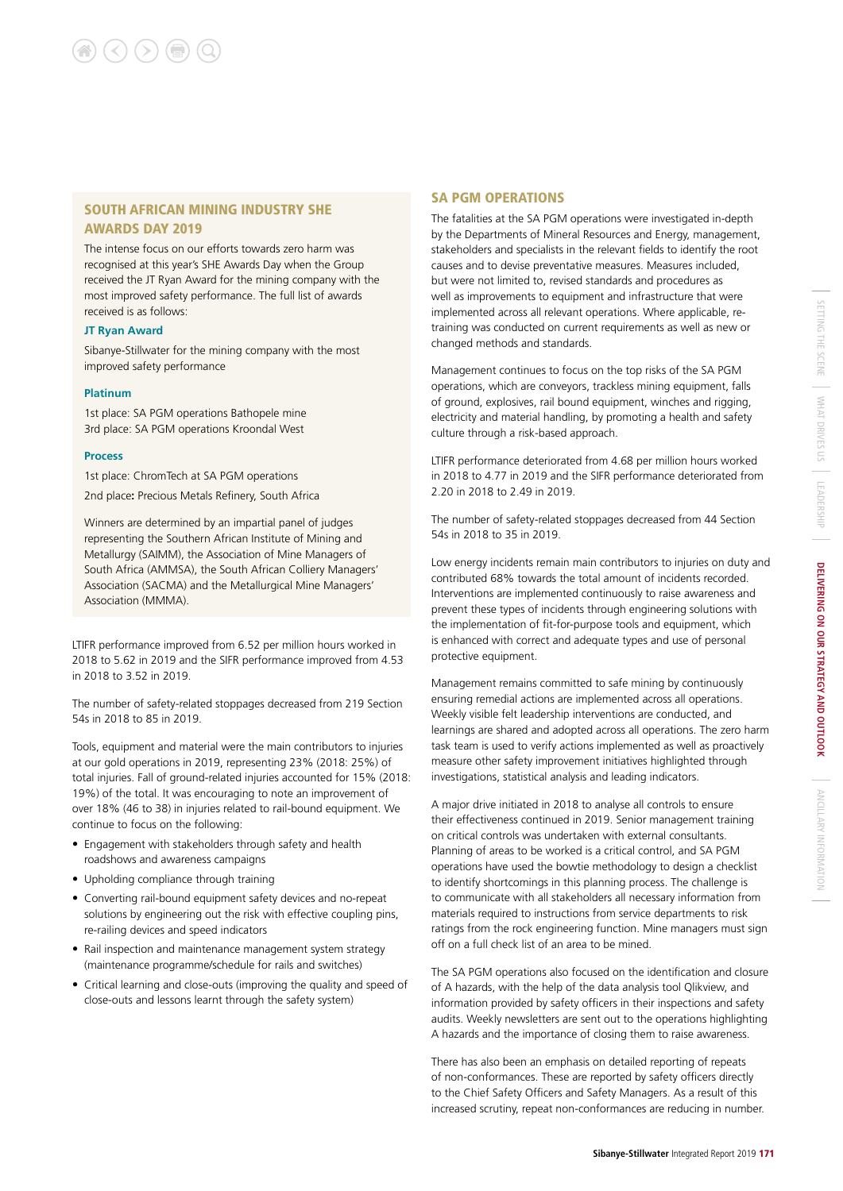## SOUTH AFRICAN MINING INDUSTRY SHE AWARDS DAY 2019

The intense focus on our efforts towards zero harm was recognised at this year's SHE Awards Day when the Group received the JT Ryan Award for the mining company with the most improved safety performance. The full list of awards received is as follows:

### JT Ryan Award

Sibanye-Stillwater for the mining company with the most improved safety performance

### Platinum

1st place: SA PGM operations Bathopele mine
3rd place: SA PGM operations Kroondal West

### Process

1st place: ChromTech at SA PGM operations

2nd place: Precious Metals Refinery, South Africa

Winners are determined by an impartial panel of judges representing the Southern African Institute of Mining and Metallurgy (SAIMM), the Association of Mine Managers of South Africa (AMMSA), the South African Colliery Managers' Association (SACMA) and the Metallurgical Mine Managers' Association (MMMA).

LTIFR performance improved from 6.52 per million hours worked in 2018 to 5.62 in 2019 and the SIFR performance improved from 4.53 in 2018 to 3.52 in 2019.

The number of safety-related stoppages decreased from 219 Section 54s in 2018 to 85 in 2019.

Tools, equipment and material were the main contributors to injuries at our gold operations in 2019, representing 23% (2018: 25%) of total injuries. Fall of ground-related injuries accounted for 15% (2018: 19%) of the total. It was encouraging to note an improvement of over 18% (46 to 38) in injuries related to rail-bound equipment. We continue to focus on the following:

- Engagement with stakeholders through safety and health roadshows and awareness campaigns
- Upholding compliance through training
- Converting rail-bound equipment safety devices and no-repeat solutions by engineering out the risk with effective coupling pins, re-railing devices and speed indicators
- Rail inspection and maintenance management system strategy (maintenance programme/schedule for rails and switches)
- Critical learning and close-outs (improving the quality and speed of close-outs and lessons learnt through the safety system)

## SA PGM OPERATIONS

The fatalities at the SA PGM operations were investigated in-depth by the Departments of Mineral Resources and Energy, management, stakeholders and specialists in the relevant fields to identify the root causes and to devise preventative measures. Measures included, but were not limited to, revised standards and procedures as well as improvements to equipment and infrastructure that were implemented across all relevant operations. Where applicable, re-training was conducted on current requirements as well as new or changed methods and standards.

Management continues to focus on the top risks of the SA PGM operations, which are conveyors, trackless mining equipment, falls of ground, explosives, rail bound equipment, winches and rigging, electricity and material handling, by promoting a health and safety culture through a risk-based approach.

LTIFR performance deteriorated from 4.68 per million hours worked in 2018 to 4.77 in 2019 and the SIFR performance deteriorated from 2.20 in 2018 to 2.49 in 2019.

The number of safety-related stoppages decreased from 44 Section 54s in 2018 to 35 in 2019.

Low energy incidents remain main contributors to injuries on duty and contributed 68% towards the total amount of incidents recorded. Interventions are implemented continuously to raise awareness and prevent these types of incidents through engineering solutions with the implementation of fit-for-purpose tools and equipment, which is enhanced with correct and adequate types and use of personal protective equipment.

Management remains committed to safe mining by continuously ensuring remedial actions are implemented across all operations. Weekly visible felt leadership interventions are conducted, and learnings are shared and adopted across all operations. The zero harm task team is used to verify actions implemented as well as proactively measure other safety improvement initiatives highlighted through investigations, statistical analysis and leading indicators.

A major drive initiated in 2018 to analyse all controls to ensure their effectiveness continued in 2019. Senior management training on critical controls was undertaken with external consultants. Planning of areas to be worked is a critical control, and SA PGM operations have used the bowtie methodology to design a checklist to identify shortcomings in this planning process. The challenge is to communicate with all stakeholders all necessary information from materials required to instructions from service departments to risk ratings from the rock engineering function. Mine managers must sign off on a full check list of an area to be mined.

The SA PGM operations also focused on the identification and closure of A hazards, with the help of the data analysis tool Qlikview, and information provided by safety officers in their inspections and safety audits. Weekly newsletters are sent out to the operations highlighting A hazards and the importance of closing them to raise awareness.

There has also been an emphasis on detailed reporting of repeats of non-conformances. These are reported by safety officers directly to the Chief Safety Officers and Safety Managers. As a result of this increased scrutiny, repeat non-conformances are reducing in number.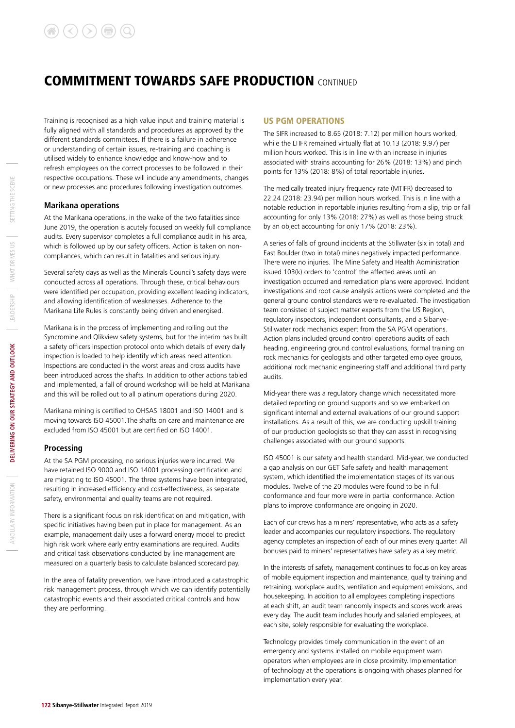# COMMITMENT TOWARDS SAFE PRODUCTION CONTINUED

Training is recognised as a high value input and training material is fully aligned with all standards and procedures as approved by the different standards committees. If there is a failure in adherence or understanding of certain issues, re-training and coaching is utilised widely to enhance knowledge and know-how and to refresh employees on the correct processes to be followed in their respective occupations. These will include any amendments, changes or new processes and procedures following investigation outcomes.

### Marikana operations

At the Marikana operations, in the wake of the two fatalities since June 2019, the operation is acutely focused on weekly full compliance audits. Every supervisor completes a full compliance audit in his area, which is followed up by our safety officers. Action is taken on non-compliances, which can result in fatalities and serious injury.

Several safety days as well as the Minerals Council's safety days were conducted across all operations. Through these, critical behaviours were identified per occupation, providing excellent leading indicators, and allowing identification of weaknesses. Adherence to the Marikana Life Rules is constantly being driven and energised.

Marikana is in the process of implementing and rolling out the Syncromine and Qlikview safety systems, but for the interim has built a safety officers inspection protocol onto which details of every daily inspection is loaded to help identify which areas need attention. Inspections are conducted in the worst areas and cross audits have been introduced across the shafts. In addition to other actions tabled and implemented, a fall of ground workshop will be held at Marikana and this will be rolled out to all platinum operations during 2020.

Marikana mining is certified to OHSAS 18001 and ISO 14001 and is moving towards ISO 45001.The shafts on care and maintenance are excluded from ISO 45001 but are certified on ISO 14001.

### Processing

At the SA PGM processing, no serious injuries were incurred. We have retained ISO 9000 and ISO 14001 processing certification and are migrating to ISO 45001. The three systems have been integrated, resulting in increased efficiency and cost-effectiveness, as separate safety, environmental and quality teams are not required.

There is a significant focus on risk identification and mitigation, with specific initiatives having been put in place for management. As an example, management daily uses a forward energy model to predict high risk work where early entry examinations are required. Audits and critical task observations conducted by line management are measured on a quarterly basis to calculate balanced scorecard pay.

In the area of fatality prevention, we have introduced a catastrophic risk management process, through which we can identify potentially catastrophic events and their associated critical controls and how they are performing.

## US PGM OPERATIONS

The SIFR increased to 8.65 (2018: 7.12) per million hours worked, while the LTIFR remained virtually flat at 10.13 (2018: 9.97) per million hours worked. This is in line with an increase in injuries associated with strains accounting for 26% (2018: 13%) and pinch points for 13% (2018: 8%) of total reportable injuries.

The medically treated injury frequency rate (MTIFR) decreased to 22.24 (2018: 23.94) per million hours worked. This is in line with a notable reduction in reportable injuries resulting from a slip, trip or fall accounting for only 13% (2018: 27%) as well as those being struck by an object accounting for only 17% (2018: 23%).

A series of falls of ground incidents at the Stillwater (six in total) and East Boulder (two in total) mines negatively impacted performance. There were no injuries. The Mine Safety and Health Administration issued 103(k) orders to 'control' the affected areas until an investigation occurred and remediation plans were approved. Incident investigations and root cause analysis actions were completed and the general ground control standards were re-evaluated. The investigation team consisted of subject matter experts from the US Region, regulatory inspectors, independent consultants, and a Sibanye-Stillwater rock mechanics expert from the SA PGM operations. Action plans included ground control operations audits of each heading, engineering ground control evaluations, formal training on rock mechanics for geologists and other targeted employee groups, additional rock mechanic engineering staff and additional third party audits.

Mid-year there was a regulatory change which necessitated more detailed reporting on ground supports and so we embarked on significant internal and external evaluations of our ground support installations. As a result of this, we are conducting upskill training of our production geologists so that they can assist in recognising challenges associated with our ground supports.

ISO 45001 is our safety and health standard. Mid-year, we conducted a gap analysis on our GET Safe safety and health management system, which identified the implementation stages of its various modules. Twelve of the 20 modules were found to be in full conformance and four more were in partial conformance. Action plans to improve conformance are ongoing in 2020.

Each of our crews has a miners' representative, who acts as a safety leader and accompanies our regulatory inspections. The regulatory agency completes an inspection of each of our mines every quarter. All bonuses paid to miners' representatives have safety as a key metric.

In the interests of safety, management continues to focus on key areas of mobile equipment inspection and maintenance, quality training and retraining, workplace audits, ventilation and equipment emissions, and housekeeping. In addition to all employees completing inspections at each shift, an audit team randomly inspects and scores work areas every day. The audit team includes hourly and salaried employees, at each site, solely responsible for evaluating the workplace.

Technology provides timely communication in the event of an emergency and systems installed on mobile equipment warn operators when employees are in close proximity. Implementation of technology at the operations is ongoing with phases planned for implementation every year.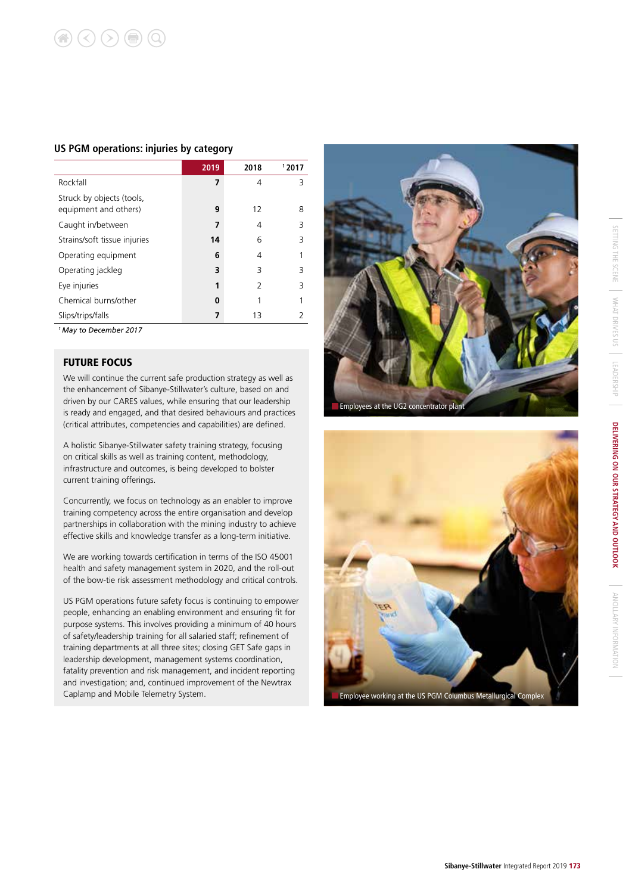## US PGM operations: injuries by category

| | 2019 | 2018 | [1]2017 |
|---|---|---|---|
| Rockfall | **7** | 4 | 3 |
| Struck by objects (tools, equipment and others) | **9** | 12 | 8 |
| Caught in/between | **7** | 4 | 3 |
| Strains/soft tissue injuries | **14** | 6 | 3 |
| Operating equipment | **6** | 4 | 1 |
| Operating jackleg | **3** | 3 | 3 |
| Eye injuries | **1** | 2 | 3 |
| Chemical burns/other | **0** | 1 | 1 |
| Slips/trips/falls | **7** | 13 | 2 |

[1] *May to December 2017*

### FUTURE FOCUS

We will continue the current safe production strategy as well as the enhancement of Sibanye-Stillwater's culture, based on and driven by our CARES values, while ensuring that our leadership is ready and engaged, and that desired behaviours and practices (critical attributes, competencies and capabilities) are defined.

A holistic Sibanye-Stillwater safety training strategy, focusing on critical skills as well as training content, methodology, infrastructure and outcomes, is being developed to bolster current training offerings.

Concurrently, we focus on technology as an enabler to improve training competency across the entire organisation and develop partnerships in collaboration with the mining industry to achieve effective skills and knowledge transfer as a long-term initiative.

We are working towards certification in terms of the ISO 45001 health and safety management system in 2020, and the roll-out of the bow-tie risk assessment methodology and critical controls.

US PGM operations future safety focus is continuing to empower people, enhancing an enabling environment and ensuring fit for purpose systems. This involves providing a minimum of 40 hours of safety/leadership training for all salaried staff; refinement of training departments at all three sites; closing GET Safe gaps in leadership development, management systems coordination, fatality prevention and risk management, and incident reporting and investigation; and, continued improvement of the Newtrax Caplamp and Mobile Telemetry System.

Employees at the UG2 concentrator plant

Employee working at the US PGM Columbus Metallurgical Complex